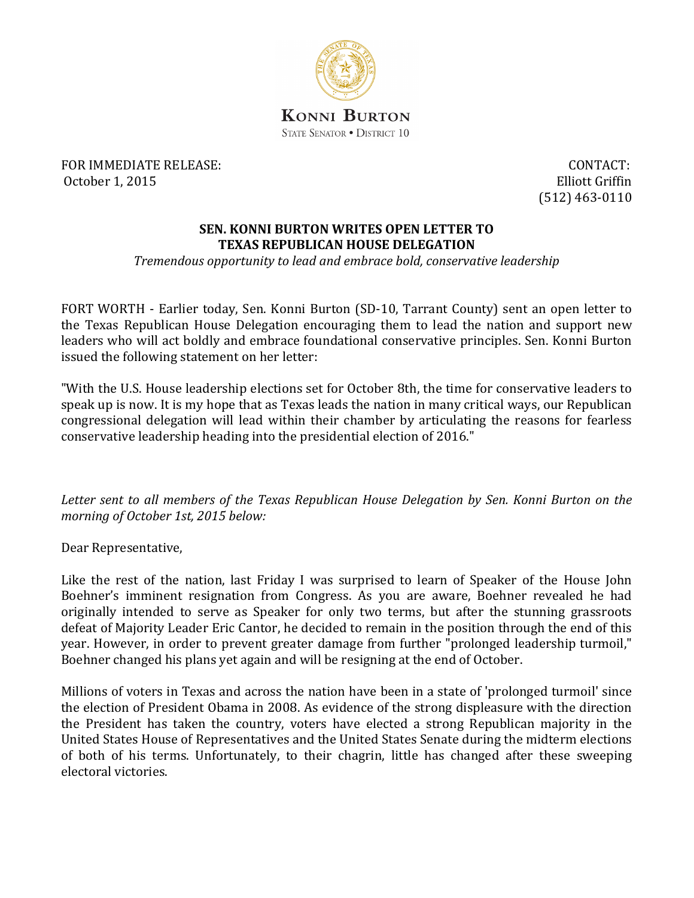**KONNI BURTON**
STATE SENATOR • DISTRICT 10

FOR IMMEDIATE RELEASE:
October 1, 2015

CONTACT:
Elliott Griffin
(512) 463-0110

# SEN. KONNI BURTON WRITES OPEN LETTER TO TEXAS REPUBLICAN HOUSE DELEGATION

*Tremendous opportunity to lead and embrace bold, conservative leadership*

FORT WORTH - Earlier today, Sen. Konni Burton (SD-10, Tarrant County) sent an open letter to the Texas Republican House Delegation encouraging them to lead the nation and support new leaders who will act boldly and embrace foundational conservative principles. Sen. Konni Burton issued the following statement on her letter:

"With the U.S. House leadership elections set for October 8th, the time for conservative leaders to speak up is now. It is my hope that as Texas leads the nation in many critical ways, our Republican congressional delegation will lead within their chamber by articulating the reasons for fearless conservative leadership heading into the presidential election of 2016."

*Letter sent to all members of the Texas Republican House Delegation by Sen. Konni Burton on the morning of October 1st, 2015 below:*

Dear Representative,

Like the rest of the nation, last Friday I was surprised to learn of Speaker of the House John Boehner's imminent resignation from Congress. As you are aware, Boehner revealed he had originally intended to serve as Speaker for only two terms, but after the stunning grassroots defeat of Majority Leader Eric Cantor, he decided to remain in the position through the end of this year. However, in order to prevent greater damage from further "prolonged leadership turmoil," Boehner changed his plans yet again and will be resigning at the end of October.

Millions of voters in Texas and across the nation have been in a state of 'prolonged turmoil' since the election of President Obama in 2008. As evidence of the strong displeasure with the direction the President has taken the country, voters have elected a strong Republican majority in the United States House of Representatives and the United States Senate during the midterm elections of both of his terms. Unfortunately, to their chagrin, little has changed after these sweeping electoral victories.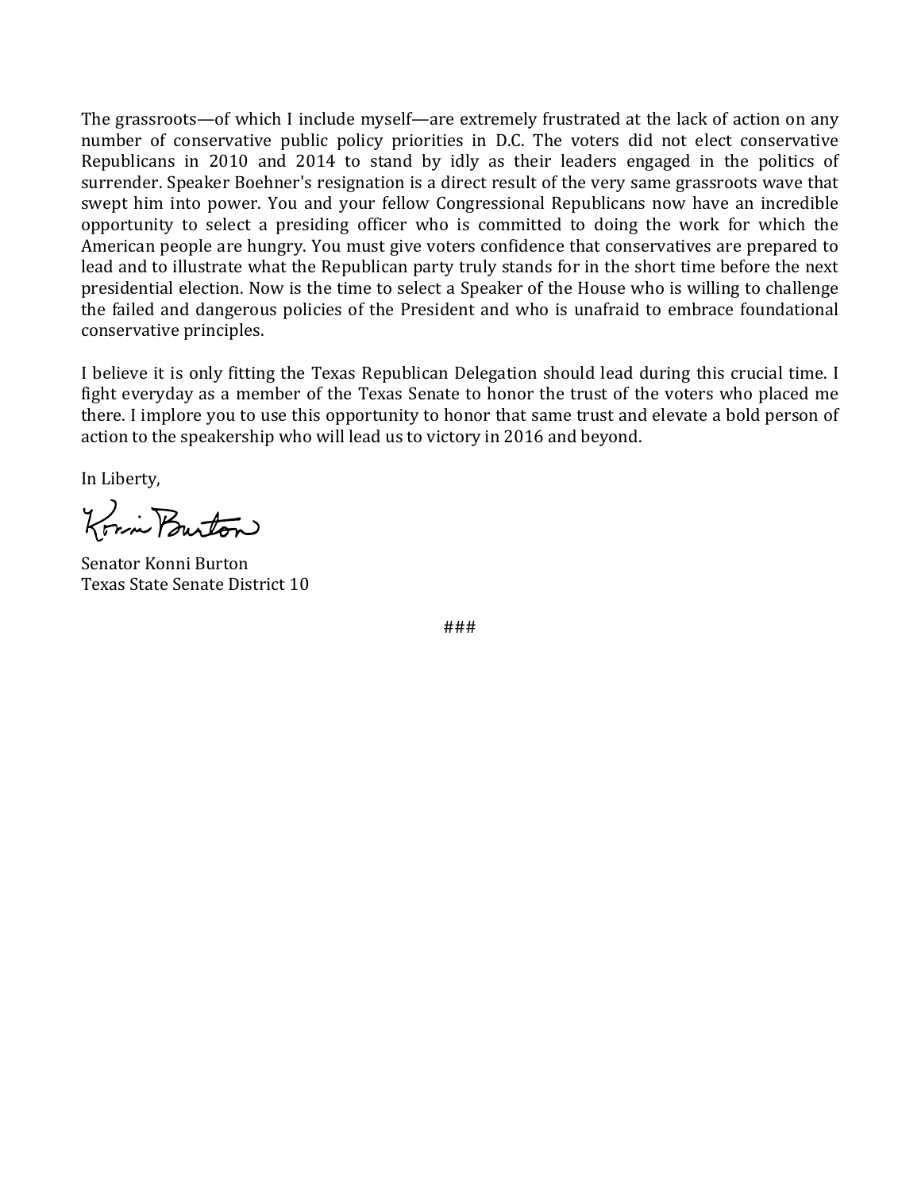The grassroots—of which I include myself—are extremely frustrated at the lack of action on any number of conservative public policy priorities in D.C. The voters did not elect conservative Republicans in 2010 and 2014 to stand by idly as their leaders engaged in the politics of surrender. Speaker Boehner's resignation is a direct result of the very same grassroots wave that swept him into power. You and your fellow Congressional Republicans now have an incredible opportunity to select a presiding officer who is committed to doing the work for which the American people are hungry. You must give voters confidence that conservatives are prepared to lead and to illustrate what the Republican party truly stands for in the short time before the next presidential election. Now is the time to select a Speaker of the House who is willing to challenge the failed and dangerous policies of the President and who is unafraid to embrace foundational conservative principles.

I believe it is only fitting the Texas Republican Delegation should lead during this crucial time. I fight everyday as a member of the Texas Senate to honor the trust of the voters who placed me there. I implore you to use this opportunity to honor that same trust and elevate a bold person of action to the speakership who will lead us to victory in 2016 and beyond.

In Liberty,

Konni Burton

Senator Konni Burton
Texas State Senate District 10

###